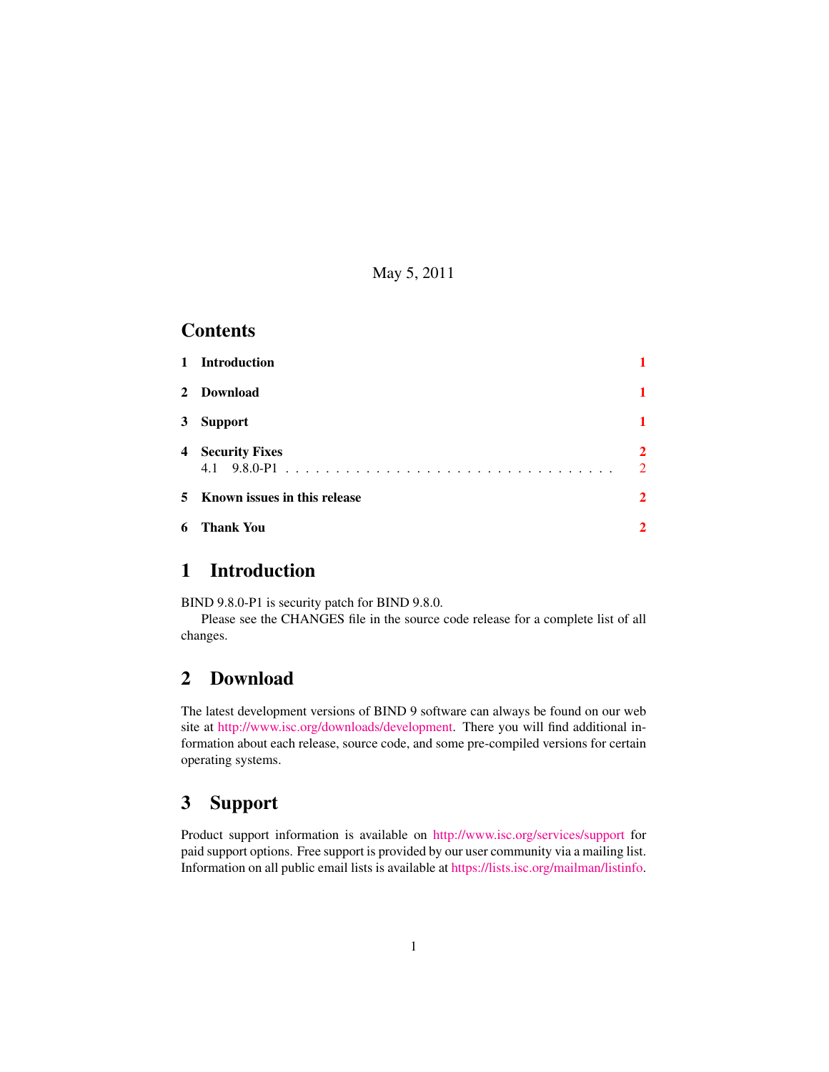May 5, 2011

# Contents

| | | |
|---|---|---|
| **1** | **Introduction** | **1** |
| **2** | **Download** | **1** |
| **3** | **Support** | **1** |
| **4** | **Security Fixes** | **2** |
| | 4.1 9.8.0-P1 | 2 |
| **5** | **Known issues in this release** | **2** |
| **6** | **Thank You** | **2** |

# 1 Introduction

BIND 9.8.0-P1 is security patch for BIND 9.8.0.

Please see the CHANGES file in the source code release for a complete list of all changes.

# 2 Download

The latest development versions of BIND 9 software can always be found on our web site at http://www.isc.org/downloads/development. There you will find additional information about each release, source code, and some pre-compiled versions for certain operating systems.

# 3 Support

Product support information is available on http://www.isc.org/services/support for paid support options. Free support is provided by our user community via a mailing list. Information on all public email lists is available at https://lists.isc.org/mailman/listinfo.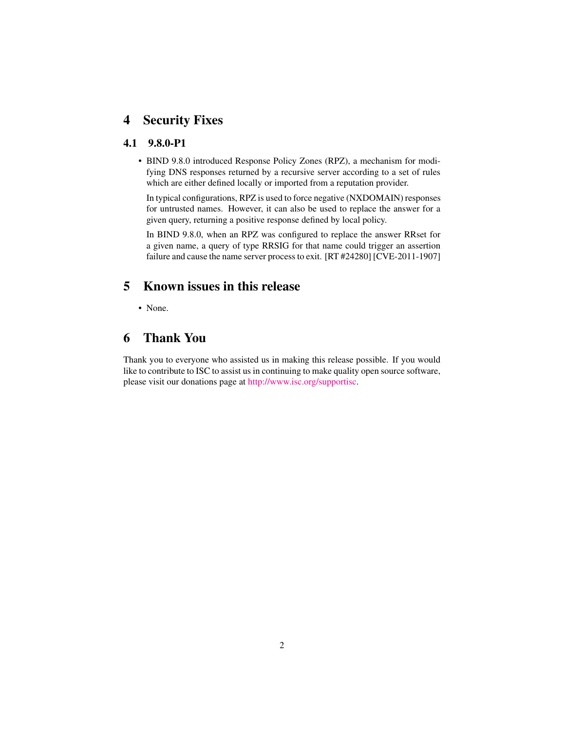# 4 Security Fixes

## 4.1 9.8.0-P1

- BIND 9.8.0 introduced Response Policy Zones (RPZ), a mechanism for modifying DNS responses returned by a recursive server according to a set of rules which are either defined locally or imported from a reputation provider.

  In typical configurations, RPZ is used to force negative (NXDOMAIN) responses for untrusted names. However, it can also be used to replace the answer for a given query, returning a positive response defined by local policy.

  In BIND 9.8.0, when an RPZ was configured to replace the answer RRset for a given name, a query of type RRSIG for that name could trigger an assertion failure and cause the name server process to exit. [RT #24280] [CVE-2011-1907]

# 5 Known issues in this release

- None.

# 6 Thank You

Thank you to everyone who assisted us in making this release possible. If you would like to contribute to ISC to assist us in continuing to make quality open source software, please visit our donations page at http://www.isc.org/supportisc.